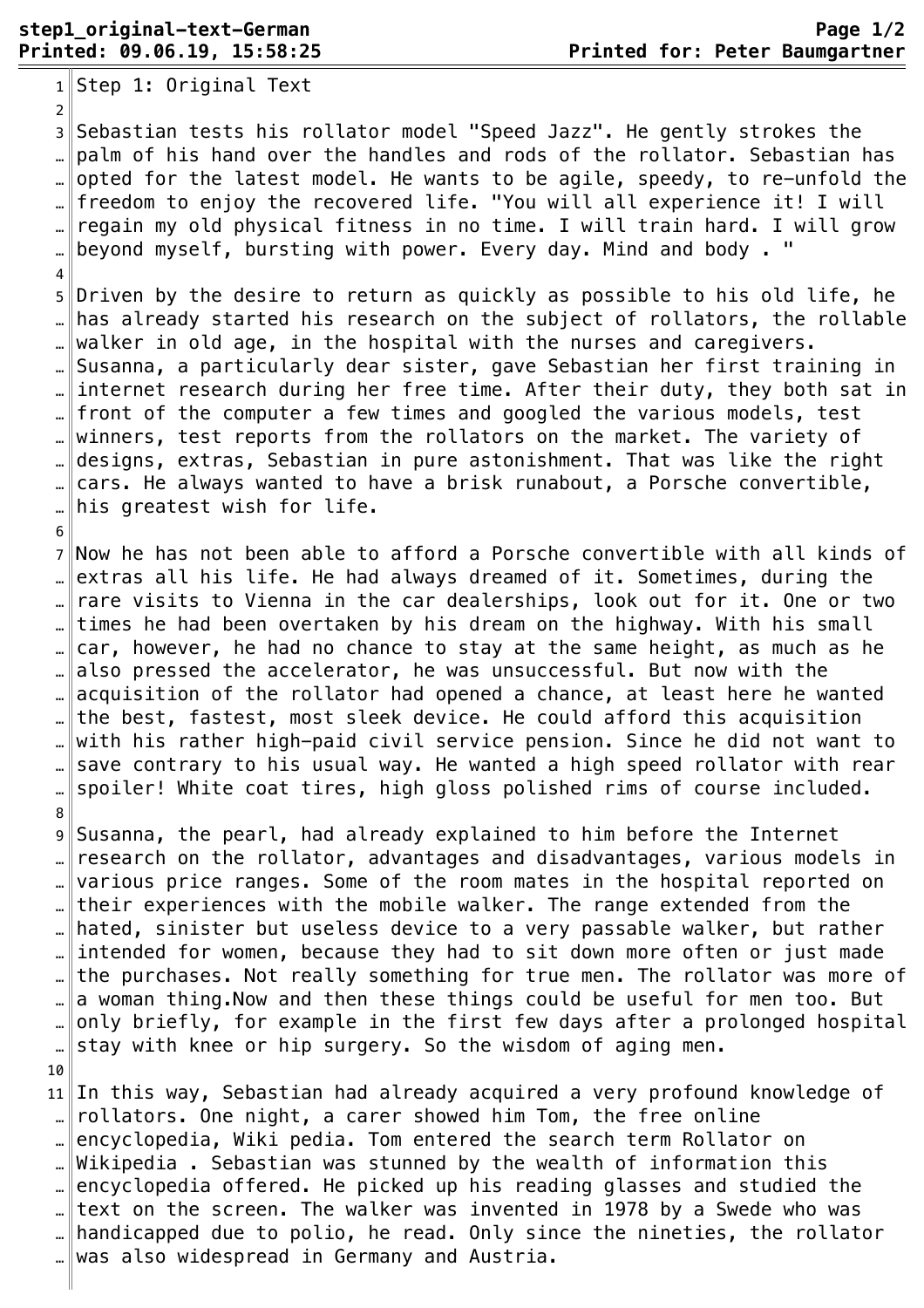Step 1: Original Text

Sebastian tests his rollator model "Speed Jazz". He gently strokes the palm of his hand over the handles and rods of the rollator. Sebastian has opted for the latest model. He wants to be agile, speedy, to re-unfold the freedom to enjoy the recovered life. "You will all experience it! I will regain my old physical fitness in no time. I will train hard. I will grow beyond myself, bursting with power. Every day. Mind and body . "

Driven by the desire to return as quickly as possible to his old life, he has already started his research on the subject of rollators, the rollable walker in old age, in the hospital with the nurses and caregivers. Susanna, a particularly dear sister, gave Sebastian her first training in internet research during her free time. After their duty, they both sat in front of the computer a few times and googled the various models, test winners, test reports from the rollators on the market. The variety of designs, extras, Sebastian in pure astonishment. That was like the right cars. He always wanted to have a brisk runabout, a Porsche convertible, his greatest wish for life.

Now he has not been able to afford a Porsche convertible with all kinds of extras all his life. He had always dreamed of it. Sometimes, during the rare visits to Vienna in the car dealerships, look out for it. One or two times he had been overtaken by his dream on the highway. With his small car, however, he had no chance to stay at the same height, as much as he also pressed the accelerator, he was unsuccessful. But now with the acquisition of the rollator had opened a chance, at least here he wanted the best, fastest, most sleek device. He could afford this acquisition with his rather high-paid civil service pension. Since he did not want to save contrary to his usual way. He wanted a high speed rollator with rear spoiler! White coat tires, high gloss polished rims of course included.

Susanna, the pearl, had already explained to him before the Internet research on the rollator, advantages and disadvantages, various models in various price ranges. Some of the room mates in the hospital reported on their experiences with the mobile walker. The range extended from the hated, sinister but useless device to a very passable walker, but rather intended for women, because they had to sit down more often or just made the purchases. Not really something for true men. The rollator was more of a woman thing.Now and then these things could be useful for men too. But only briefly, for example in the first few days after a prolonged hospital stay with knee or hip surgery. So the wisdom of aging men.

In this way, Sebastian had already acquired a very profound knowledge of rollators. One night, a carer showed him Tom, the free online encyclopedia, Wiki pedia. Tom entered the search term Rollator on Wikipedia . Sebastian was stunned by the wealth of information this encyclopedia offered. He picked up his reading glasses and studied the text on the screen. The walker was invented in 1978 by a Swede who was handicapped due to polio, he read. Only since the nineties, the rollator was also widespread in Germany and Austria.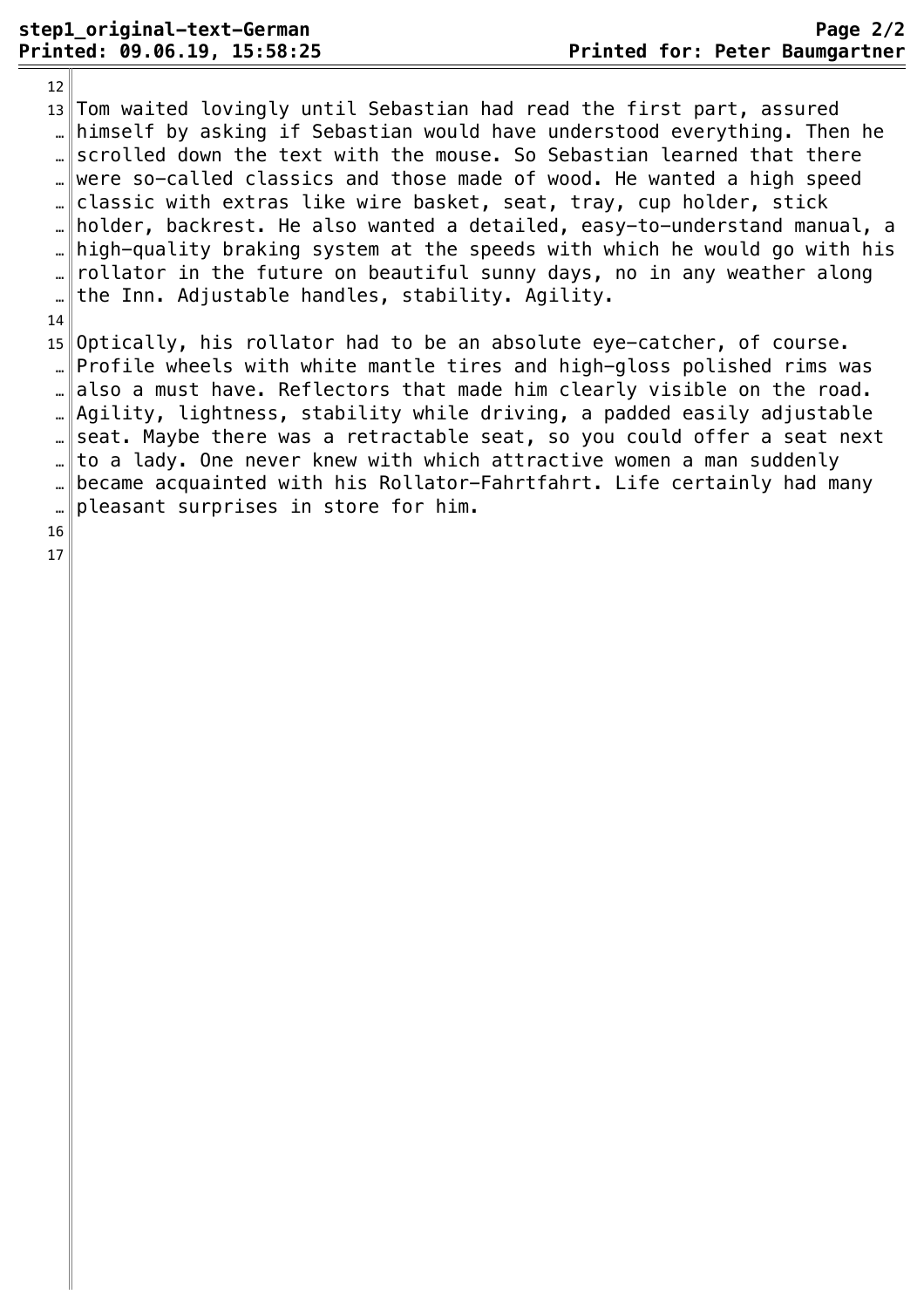Tom waited lovingly until Sebastian had read the first part, assured himself by asking if Sebastian would have understood everything. Then he scrolled down the text with the mouse. So Sebastian learned that there were so-called classics and those made of wood. He wanted a high speed classic with extras like wire basket, seat, tray, cup holder, stick holder, backrest. He also wanted a detailed, easy-to-understand manual, a high-quality braking system at the speeds with which he would go with his rollator in the future on beautiful sunny days, no in any weather along the Inn. Adjustable handles, stability. Agility.

Optically, his rollator had to be an absolute eye-catcher, of course. Profile wheels with white mantle tires and high-gloss polished rims was also a must have. Reflectors that made him clearly visible on the road. Agility, lightness, stability while driving, a padded easily adjustable seat. Maybe there was a retractable seat, so you could offer a seat next to a lady. One never knew with which attractive women a man suddenly became acquainted with his Rollator-Fahrtfahrt. Life certainly had many pleasant surprises in store for him.